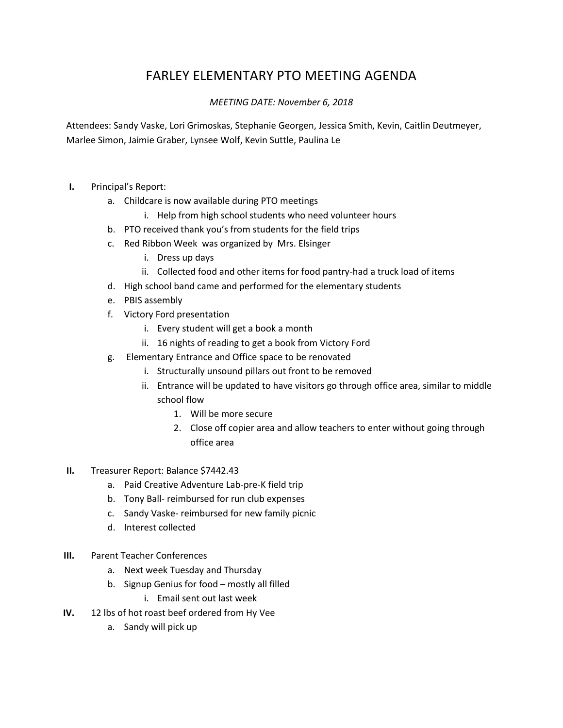# FARLEY ELEMENTARY PTO MEETING AGENDA

*MEETING DATE: November 6, 2018*

Attendees: Sandy Vaske, Lori Grimoskas, Stephanie Georgen, Jessica Smith, Kevin, Caitlin Deutmeyer, Marlee Simon, Jaimie Graber, Lynsee Wolf, Kevin Suttle, Paulina Le

**I.** Principal's Report:

- a. Childcare is now available during PTO meetings
  - i. Help from high school students who need volunteer hours
- b. PTO received thank you's from students for the field trips
- c. Red Ribbon Week was organized by Mrs. Elsinger
  - i. Dress up days
  - ii. Collected food and other items for food pantry-had a truck load of items
- d. High school band came and performed for the elementary students
- e. PBIS assembly
- f. Victory Ford presentation
  - i. Every student will get a book a month
  - ii. 16 nights of reading to get a book from Victory Ford
- g. Elementary Entrance and Office space to be renovated
  - i. Structurally unsound pillars out front to be removed
  - ii. Entrance will be updated to have visitors go through office area, similar to middle school flow
    1. Will be more secure
    2. Close off copier area and allow teachers to enter without going through office area

**II.** Treasurer Report: Balance $7442.43

- a. Paid Creative Adventure Lab-pre-K field trip
- b. Tony Ball- reimbursed for run club expenses
- c. Sandy Vaske- reimbursed for new family picnic
- d. Interest collected

**III.** Parent Teacher Conferences

- a. Next week Tuesday and Thursday
- b. Signup Genius for food – mostly all filled
  - i. Email sent out last week

**IV.** 12 lbs of hot roast beef ordered from Hy Vee

- a. Sandy will pick up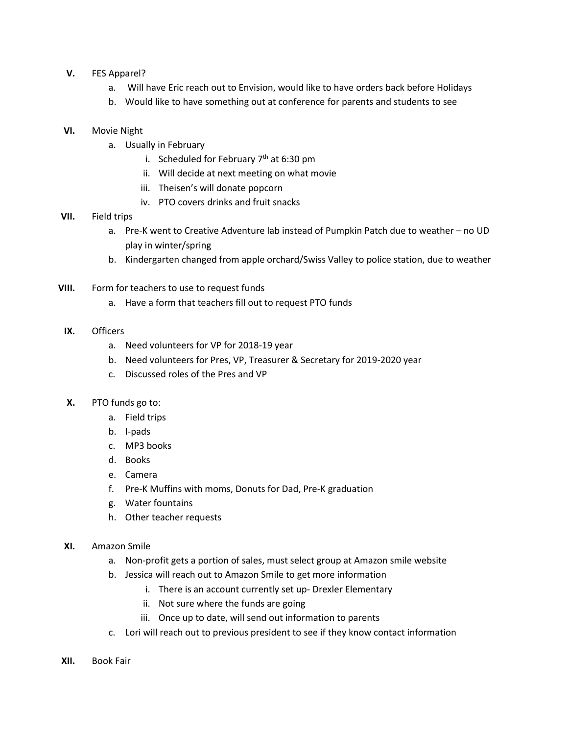**V.** FES Apparel?

   a. Will have Eric reach out to Envision, would like to have orders back before Holidays
   b. Would like to have something out at conference for parents and students to see

**VI.** Movie Night

   a. Usually in February
      i. Scheduled for February 7th at 6:30 pm
      ii. Will decide at next meeting on what movie
      iii. Theisen's will donate popcorn
      iv. PTO covers drinks and fruit snacks

**VII.** Field trips

   a. Pre-K went to Creative Adventure lab instead of Pumpkin Patch due to weather – no UD play in winter/spring
   b. Kindergarten changed from apple orchard/Swiss Valley to police station, due to weather

**VIII.** Form for teachers to use to request funds

   a. Have a form that teachers fill out to request PTO funds

**IX.** Officers

   a. Need volunteers for VP for 2018-19 year
   b. Need volunteers for Pres, VP, Treasurer & Secretary for 2019-2020 year
   c. Discussed roles of the Pres and VP

**X.** PTO funds go to:

   a. Field trips
   b. I-pads
   c. MP3 books
   d. Books
   e. Camera
   f. Pre-K Muffins with moms, Donuts for Dad, Pre-K graduation
   g. Water fountains
   h. Other teacher requests

**XI.** Amazon Smile

   a. Non-profit gets a portion of sales, must select group at Amazon smile website
   b. Jessica will reach out to Amazon Smile to get more information
      i. There is an account currently set up- Drexler Elementary
      ii. Not sure where the funds are going
      iii. Once up to date, will send out information to parents
   c. Lori will reach out to previous president to see if they know contact information

**XII.** Book Fair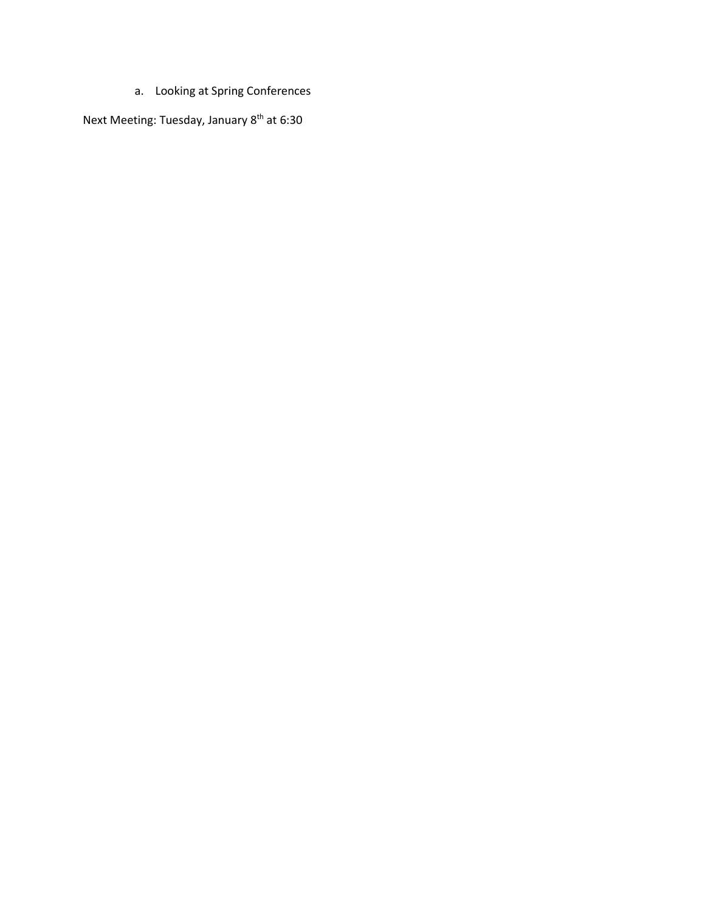a. Looking at Spring Conferences

Next Meeting: Tuesday, January 8th at 6:30